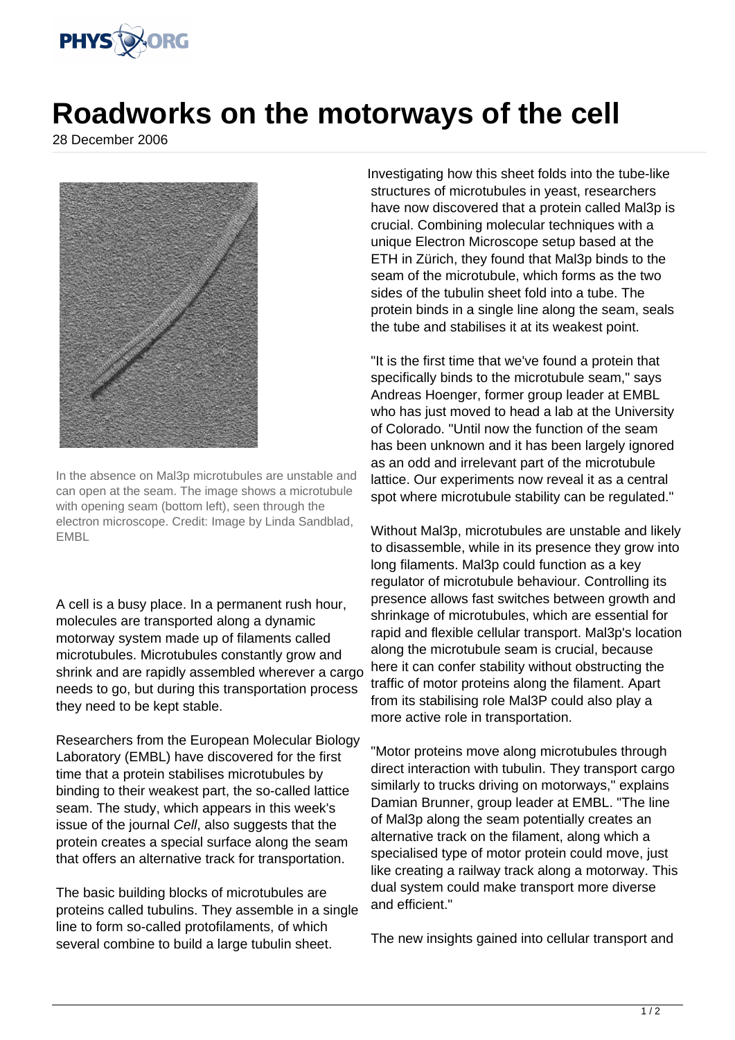# Roadworks on the motorways of the cell

28 December 2006

In the absence on Mal3p microtubules are unstable and can open at the seam. The image shows a microtubule with opening seam (bottom left), seen through the electron microscope. Credit: Image by Linda Sandblad, EMBL

A cell is a busy place. In a permanent rush hour, molecules are transported along a dynamic motorway system made up of filaments called microtubules. Microtubules constantly grow and shrink and are rapidly assembled wherever a cargo needs to go, but during this transportation process they need to be kept stable.

Researchers from the European Molecular Biology Laboratory (EMBL) have discovered for the first time that a protein stabilises microtubules by binding to their weakest part, the so-called lattice seam. The study, which appears in this week's issue of the journal *Cell*, also suggests that the protein creates a special surface along the seam that offers an alternative track for transportation.

The basic building blocks of microtubules are proteins called tubulins. They assemble in a single line to form so-called protofilaments, of which several combine to build a large tubulin sheet. Investigating how this sheet folds into the tube-like structures of microtubules in yeast, researchers have now discovered that a protein called Mal3p is crucial. Combining molecular techniques with a unique Electron Microscope setup based at the ETH in Zürich, they found that Mal3p binds to the seam of the microtubule, which forms as the two sides of the tubulin sheet fold into a tube. The protein binds in a single line along the seam, seals the tube and stabilises it at its weakest point.

"It is the first time that we've found a protein that specifically binds to the microtubule seam," says Andreas Hoenger, former group leader at EMBL who has just moved to head a lab at the University of Colorado. "Until now the function of the seam has been unknown and it has been largely ignored as an odd and irrelevant part of the microtubule lattice. Our experiments now reveal it as a central spot where microtubule stability can be regulated."

Without Mal3p, microtubules are unstable and likely to disassemble, while in its presence they grow into long filaments. Mal3p could function as a key regulator of microtubule behaviour. Controlling its presence allows fast switches between growth and shrinkage of microtubules, which are essential for rapid and flexible cellular transport. Mal3p's location along the microtubule seam is crucial, because here it can confer stability without obstructing the traffic of motor proteins along the filament. Apart from its stabilising role Mal3P could also play a more active role in transportation.

"Motor proteins move along microtubules through direct interaction with tubulin. They transport cargo similarly to trucks driving on motorways," explains Damian Brunner, group leader at EMBL. "The line of Mal3p along the seam potentially creates an alternative track on the filament, along which a specialised type of motor protein could move, just like creating a railway track along a motorway. This dual system could make transport more diverse and efficient."

The new insights gained into cellular transport and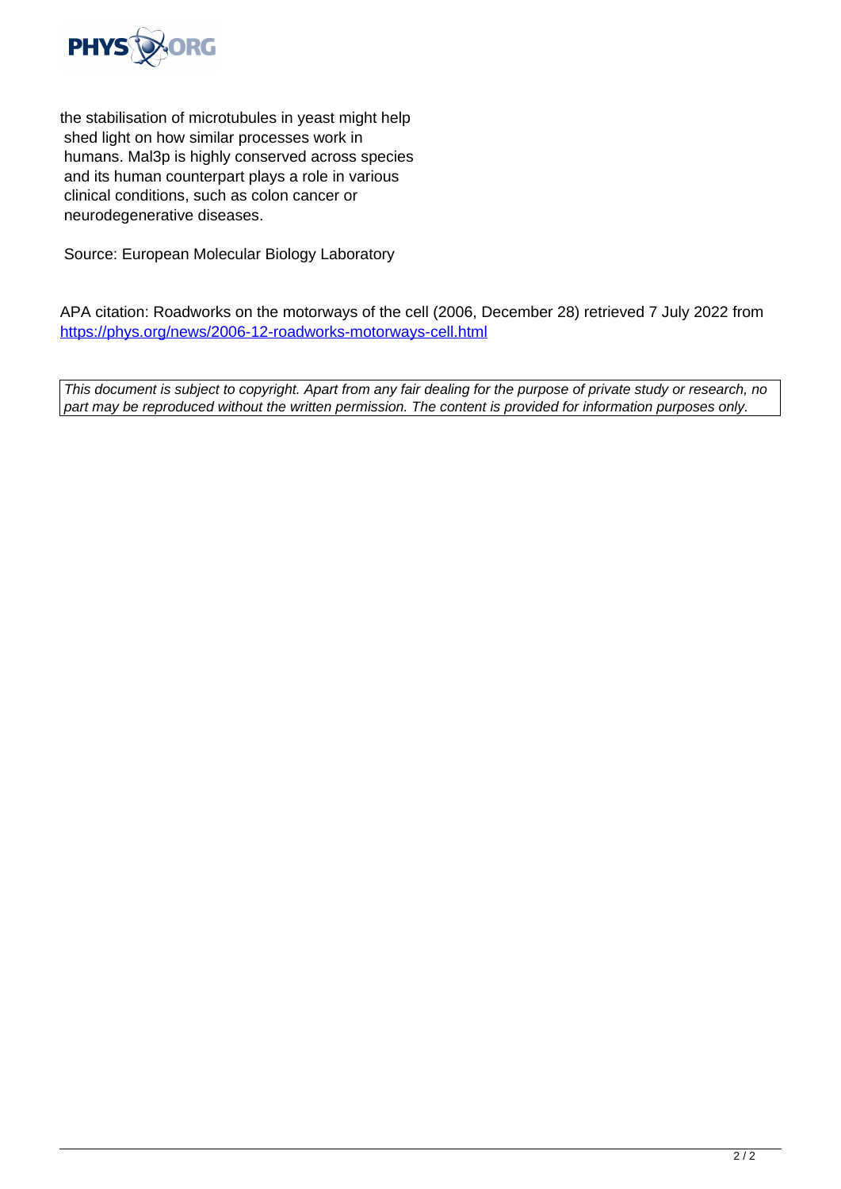the stabilisation of microtubules in yeast might help shed light on how similar processes work in humans. Mal3p is highly conserved across species and its human counterpart plays a role in various clinical conditions, such as colon cancer or neurodegenerative diseases.

Source: European Molecular Biology Laboratory

APA citation: Roadworks on the motorways of the cell (2006, December 28) retrieved 7 July 2022 from https://phys.org/news/2006-12-roadworks-motorways-cell.html

*This document is subject to copyright. Apart from any fair dealing for the purpose of private study or research, no part may be reproduced without the written permission. The content is provided for information purposes only.*